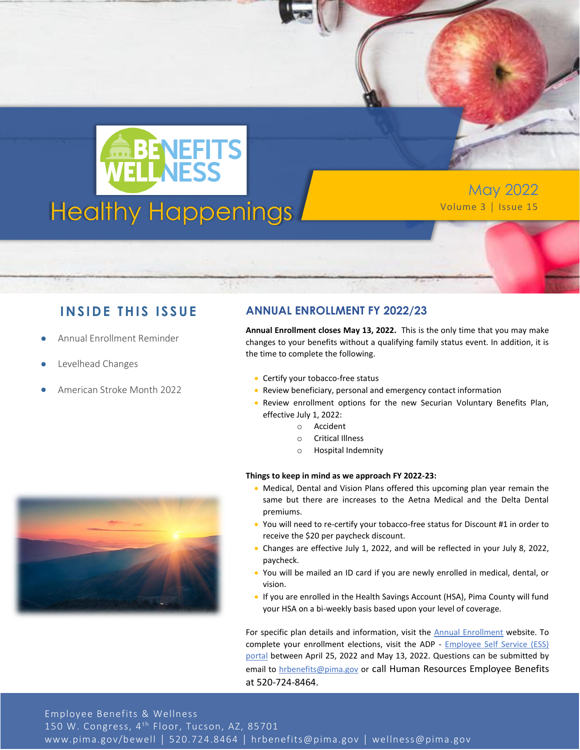# Healthy Happenings

May 2022
Volume 3 | Issue 15

## INSIDE THIS ISSUE

- Annual Enrollment Reminder
- Levelhead Changes
- American Stroke Month 2022

## ANNUAL ENROLLMENT FY 2022/23

**Annual Enrollment closes May 13, 2022.** This is the only time that you may make changes to your benefits without a qualifying family status event. In addition, it is the time to complete the following.

- Certify your tobacco-free status
- Review beneficiary, personal and emergency contact information
- Review enrollment options for the new Securian Voluntary Benefits Plan, effective July 1, 2022:
  - Accident
  - Critical Illness
  - Hospital Indemnity

**Things to keep in mind as we approach FY 2022-23:**

- Medical, Dental and Vision Plans offered this upcoming plan year remain the same but there are increases to the Aetna Medical and the Delta Dental premiums.
- You will need to re-certify your tobacco-free status for Discount #1 in order to receive the $20 per paycheck discount.
- Changes are effective July 1, 2022, and will be reflected in your July 8, 2022, paycheck.
- You will be mailed an ID card if you are newly enrolled in medical, dental, or vision.
- If you are enrolled in the Health Savings Account (HSA), Pima County will fund your HSA on a bi-weekly basis based upon your level of coverage.

For specific plan details and information, visit the Annual Enrollment website. To complete your enrollment elections, visit the ADP - Employee Self Service (ESS) portal between April 25, 2022 and May 13, 2022. Questions can be submitted by email to hrbenefits@pima.gov or call Human Resources Employee Benefits at 520-724-8464.

Employee Benefits & Wellness
150 W. Congress, 4th Floor, Tucson, AZ, 85701
www.pima.gov/bewell | 520.724.8464 | hrbenefits@pima.gov | wellness@pima.gov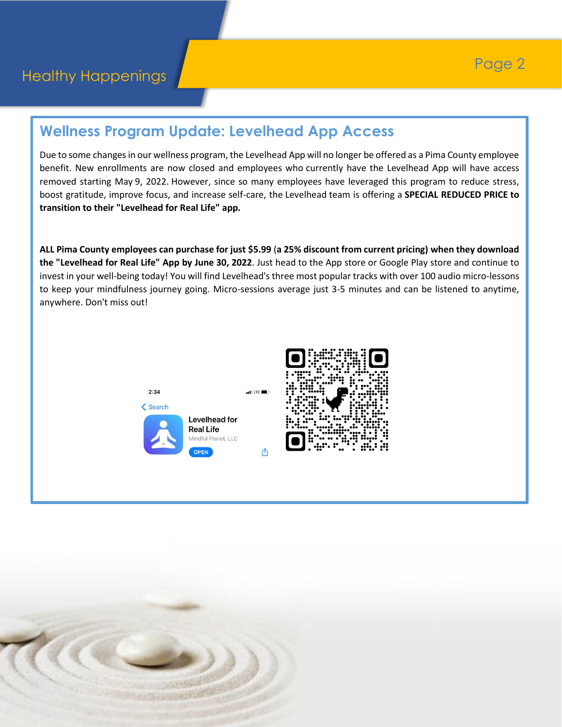## Wellness Program Update: Levelhead App Access

Due to some changes in our wellness program, the Levelhead App will no longer be offered as a Pima County employee benefit. New enrollments are now closed and employees who currently have the Levelhead App will have access removed starting May 9, 2022. However, since so many employees have leveraged this program to reduce stress, boost gratitude, improve focus, and increase self-care, the Levelhead team is offering a **SPECIAL REDUCED PRICE to transition to their "Levelhead for Real Life" app.**

**ALL Pima County employees can purchase for just $5.99** (**a 25% discount from current pricing) when they download the "Levelhead for Real Life" App by June 30, 2022**. Just head to the App store or Google Play store and continue to invest in your well-being today! You will find Levelhead's three most popular tracks with over 100 audio micro-lessons to keep your mindfulness journey going. Micro-sessions average just 3-5 minutes and can be listened to anytime, anywhere. Don't miss out!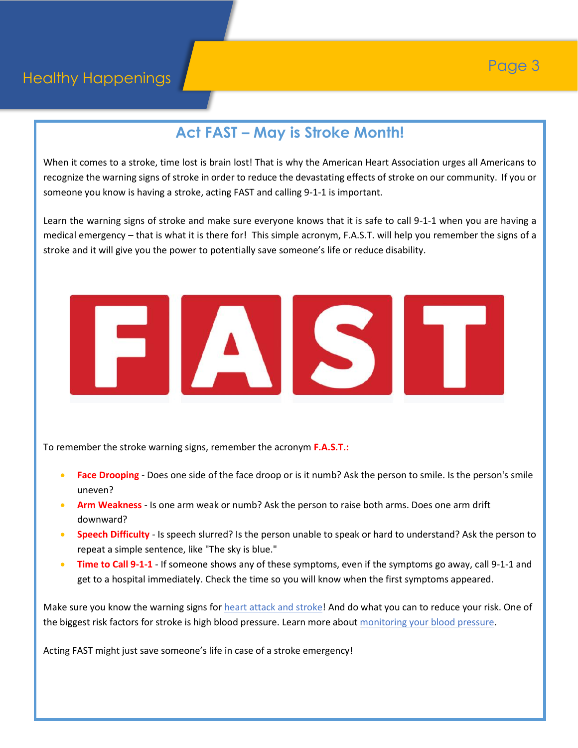# Act FAST – May is Stroke Month!

When it comes to a stroke, time lost is brain lost! That is why the American Heart Association urges all Americans to recognize the warning signs of stroke in order to reduce the devastating effects of stroke on our community. If you or someone you know is having a stroke, acting FAST and calling 9-1-1 is important.

Learn the warning signs of stroke and make sure everyone knows that it is safe to call 9-1-1 when you are having a medical emergency – that is what it is there for! This simple acronym, F.A.S.T. will help you remember the signs of a stroke and it will give you the power to potentially save someone's life or reduce disability.

FAST

To remember the stroke warning signs, remember the acronym **F.A.S.T.:**

- **Face Drooping** - Does one side of the face droop or is it numb? Ask the person to smile. Is the person's smile uneven?
- **Arm Weakness** - Is one arm weak or numb? Ask the person to raise both arms. Does one arm drift downward?
- **Speech Difficulty** - Is speech slurred? Is the person unable to speak or hard to understand? Ask the person to repeat a simple sentence, like "The sky is blue."
- **Time to Call 9-1-1** - If someone shows any of these symptoms, even if the symptoms go away, call 9-1-1 and get to a hospital immediately. Check the time so you will know when the first symptoms appeared.

Make sure you know the warning signs for heart attack and stroke! And do what you can to reduce your risk. One of the biggest risk factors for stroke is high blood pressure. Learn more about monitoring your blood pressure.

Acting FAST might just save someone's life in case of a stroke emergency!